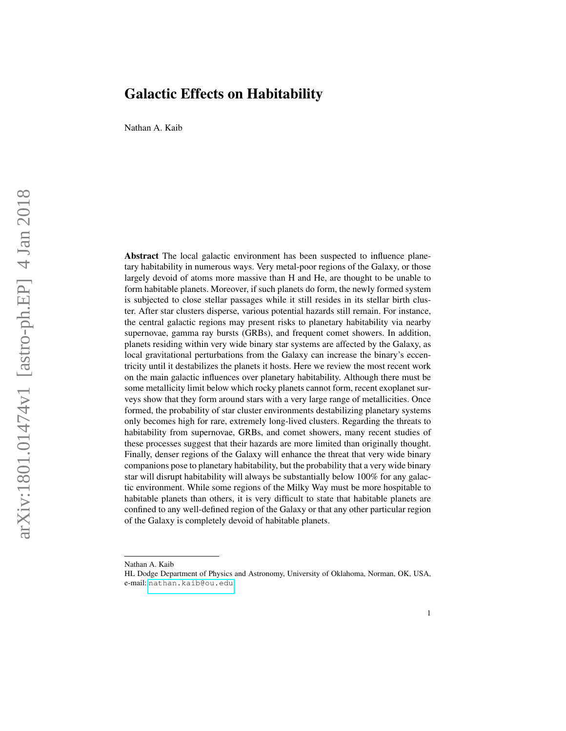# Galactic Effects on Habitability

Nathan A. Kaib

**Abstract** The local galactic environment has been suspected to influence planetary habitability in numerous ways. Very metal-poor regions of the Galaxy, or those largely devoid of atoms more massive than H and He, are thought to be unable to form habitable planets. Moreover, if such planets do form, the newly formed system is subjected to close stellar passages while it still resides in its stellar birth cluster. After star clusters disperse, various potential hazards still remain. For instance, the central galactic regions may present risks to planetary habitability via nearby supernovae, gamma ray bursts (GRBs), and frequent comet showers. In addition, planets residing within very wide binary star systems are affected by the Galaxy, as local gravitational perturbations from the Galaxy can increase the binary's eccentricity until it destabilizes the planets it hosts. Here we review the most recent work on the main galactic influences over planetary habitability. Although there must be some metallicity limit below which rocky planets cannot form, recent exoplanet surveys show that they form around stars with a very large range of metallicities. Once formed, the probability of star cluster environments destabilizing planetary systems only becomes high for rare, extremely long-lived clusters. Regarding the threats to habitability from supernovae, GRBs, and comet showers, many recent studies of these processes suggest that their hazards are more limited than originally thought. Finally, denser regions of the Galaxy will enhance the threat that very wide binary companions pose to planetary habitability, but the probability that a very wide binary star will disrupt habitability will always be substantially below 100% for any galactic environment. While some regions of the Milky Way must be more hospitable to habitable planets than others, it is very difficult to state that habitable planets are confined to any well-defined region of the Galaxy or that any other particular region of the Galaxy is completely devoid of habitable planets.

---

Nathan A. Kaib
HL Dodge Department of Physics and Astronomy, University of Oklahoma, Norman, OK, USA, e-mail: nathan.kaib@ou.edu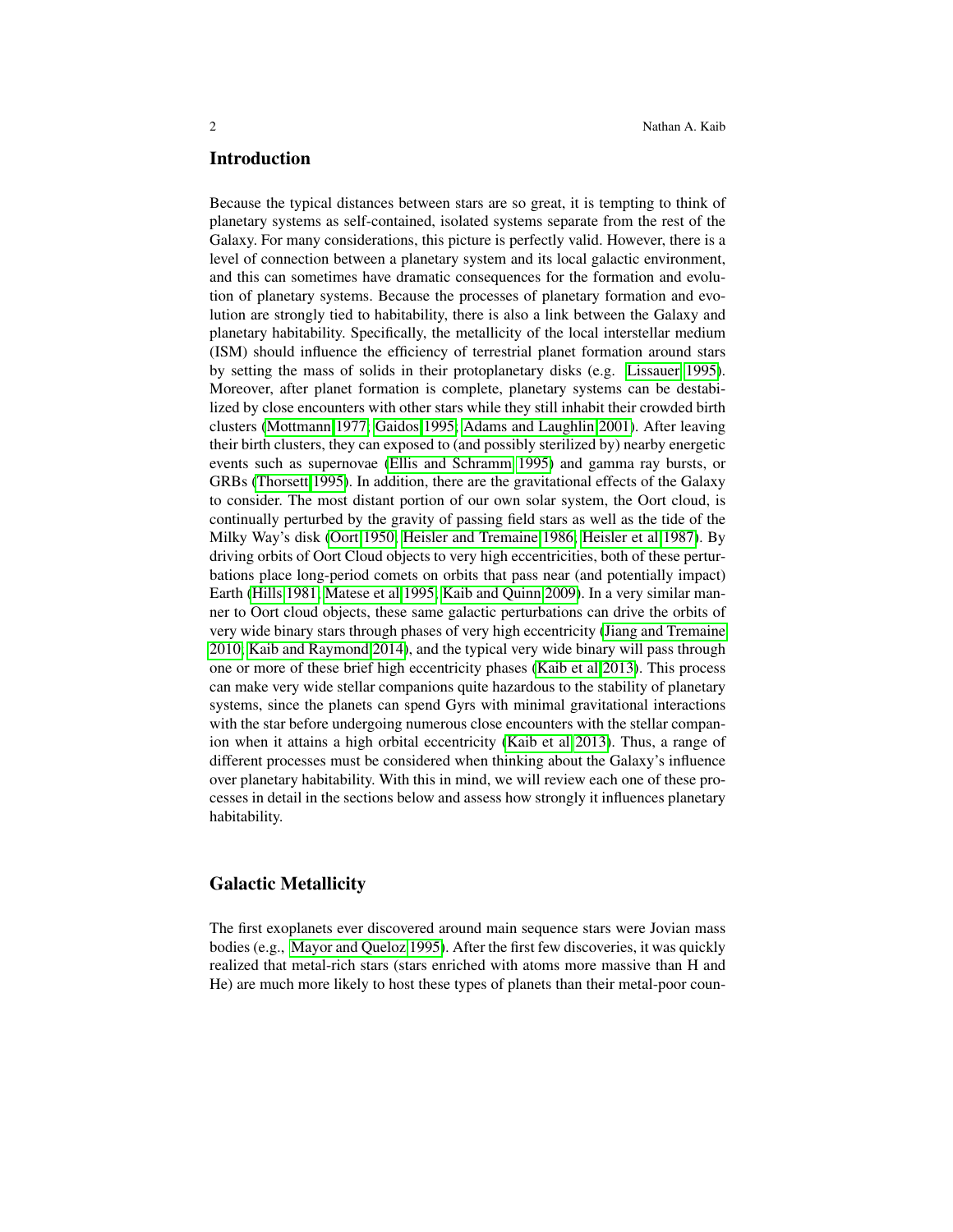## Introduction

Because the typical distances between stars are so great, it is tempting to think of planetary systems as self-contained, isolated systems separate from the rest of the Galaxy. For many considerations, this picture is perfectly valid. However, there is a level of connection between a planetary system and its local galactic environment, and this can sometimes have dramatic consequences for the formation and evolution of planetary systems. Because the processes of planetary formation and evolution are strongly tied to habitability, there is also a link between the Galaxy and planetary habitability. Specifically, the metallicity of the local interstellar medium (ISM) should influence the efficiency of terrestrial planet formation around stars by setting the mass of solids in their protoplanetary disks (e.g. Lissauer 1995). Moreover, after planet formation is complete, planetary systems can be destabilized by close encounters with other stars while they still inhabit their crowded birth clusters (Mottmann 1977; Gaidos 1995; Adams and Laughlin 2001). After leaving their birth clusters, they can exposed to (and possibly sterilized by) nearby energetic events such as supernovae (Ellis and Schramm 1995) and gamma ray bursts, or GRBs (Thorsett 1995). In addition, there are the gravitational effects of the Galaxy to consider. The most distant portion of our own solar system, the Oort cloud, is continually perturbed by the gravity of passing field stars as well as the tide of the Milky Way's disk (Oort 1950; Heisler and Tremaine 1986; Heisler et al 1987). By driving orbits of Oort Cloud objects to very high eccentricities, both of these perturbations place long-period comets on orbits that pass near (and potentially impact) Earth (Hills 1981; Matese et al 1995; Kaib and Quinn 2009). In a very similar manner to Oort cloud objects, these same galactic perturbations can drive the orbits of very wide binary stars through phases of very high eccentricity (Jiang and Tremaine 2010; Kaib and Raymond 2014), and the typical very wide binary will pass through one or more of these brief high eccentricity phases (Kaib et al 2013). This process can make very wide stellar companions quite hazardous to the stability of planetary systems, since the planets can spend Gyrs with minimal gravitational interactions with the star before undergoing numerous close encounters with the stellar companion when it attains a high orbital eccentricity (Kaib et al 2013). Thus, a range of different processes must be considered when thinking about the Galaxy's influence over planetary habitability. With this in mind, we will review each one of these processes in detail in the sections below and assess how strongly it influences planetary habitability.

## Galactic Metallicity

The first exoplanets ever discovered around main sequence stars were Jovian mass bodies (e.g., Mayor and Queloz 1995). After the first few discoveries, it was quickly realized that metal-rich stars (stars enriched with atoms more massive than H and He) are much more likely to host these types of planets than their metal-poor coun-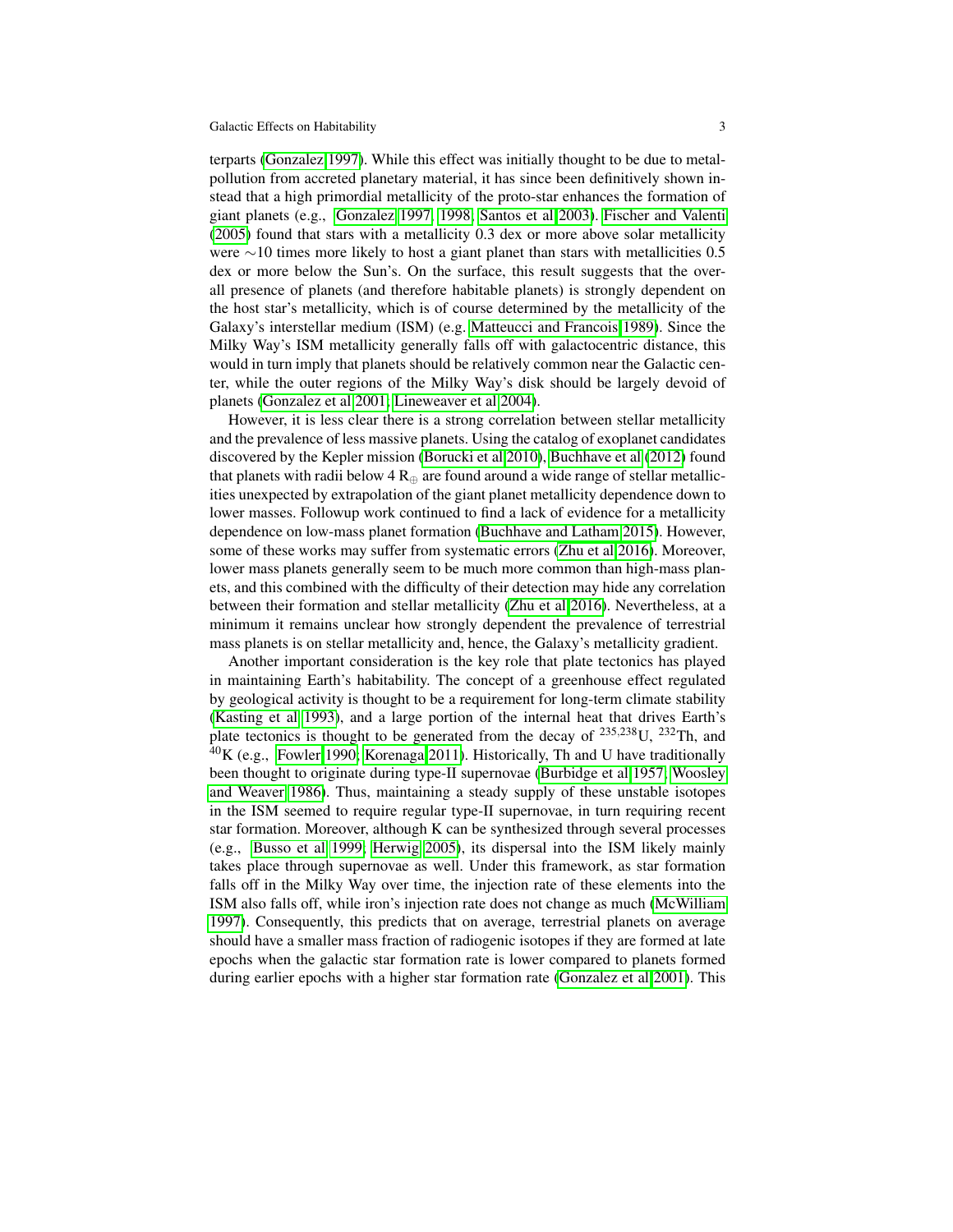terparts (Gonzalez 1997). While this effect was initially thought to be due to metal-pollution from accreted planetary material, it has since been definitively shown instead that a high primordial metallicity of the proto-star enhances the formation of giant planets (e.g., Gonzalez 1997, 1998; Santos et al 2003). Fischer and Valenti (2005) found that stars with a metallicity 0.3 dex or more above solar metallicity were $\sim$10 times more likely to host a giant planet than stars with metallicities 0.5 dex or more below the Sun's. On the surface, this result suggests that the overall presence of planets (and therefore habitable planets) is strongly dependent on the host star's metallicity, which is of course determined by the metallicity of the Galaxy's interstellar medium (ISM) (e.g. Matteucci and Francois 1989). Since the Milky Way's ISM metallicity generally falls off with galactocentric distance, this would in turn imply that planets should be relatively common near the Galactic center, while the outer regions of the Milky Way's disk should be largely devoid of planets (Gonzalez et al 2001; Lineweaver et al 2004).

However, it is less clear there is a strong correlation between stellar metallicity and the prevalence of less massive planets. Using the catalog of exoplanet candidates discovered by the Kepler mission (Borucki et al 2010), Buchhave et al (2012) found that planets with radii below 4 $R_{\oplus}$ are found around a wide range of stellar metallicities unexpected by extrapolation of the giant planet metallicity dependence down to lower masses. Followup work continued to find a lack of evidence for a metallicity dependence on low-mass planet formation (Buchhave and Latham 2015). However, some of these works may suffer from systematic errors (Zhu et al 2016). Moreover, lower mass planets generally seem to be much more common than high-mass planets, and this combined with the difficulty of their detection may hide any correlation between their formation and stellar metallicity (Zhu et al 2016). Nevertheless, at a minimum it remains unclear how strongly dependent the prevalence of terrestrial mass planets is on stellar metallicity and, hence, the Galaxy's metallicity gradient.

Another important consideration is the key role that plate tectonics has played in maintaining Earth's habitability. The concept of a greenhouse effect regulated by geological activity is thought to be a requirement for long-term climate stability (Kasting et al 1993), and a large portion of the internal heat that drives Earth's plate tectonics is thought to be generated from the decay of $^{235,238}$U, $^{232}$Th, and $^{40}$K (e.g., Fowler 1990; Korenaga 2011). Historically, Th and U have traditionally been thought to originate during type-II supernovae (Burbidge et al 1957; Woosley and Weaver 1986). Thus, maintaining a steady supply of these unstable isotopes in the ISM seemed to require regular type-II supernovae, in turn requiring recent star formation. Moreover, although K can be synthesized through several processes (e.g., Busso et al 1999; Herwig 2005), its dispersal into the ISM likely mainly takes place through supernovae as well. Under this framework, as star formation falls off in the Milky Way over time, the injection rate of these elements into the ISM also falls off, while iron's injection rate does not change as much (McWilliam 1997). Consequently, this predicts that on average, terrestrial planets on average should have a smaller mass fraction of radiogenic isotopes if they are formed at late epochs when the galactic star formation rate is lower compared to planets formed during earlier epochs with a higher star formation rate (Gonzalez et al 2001). This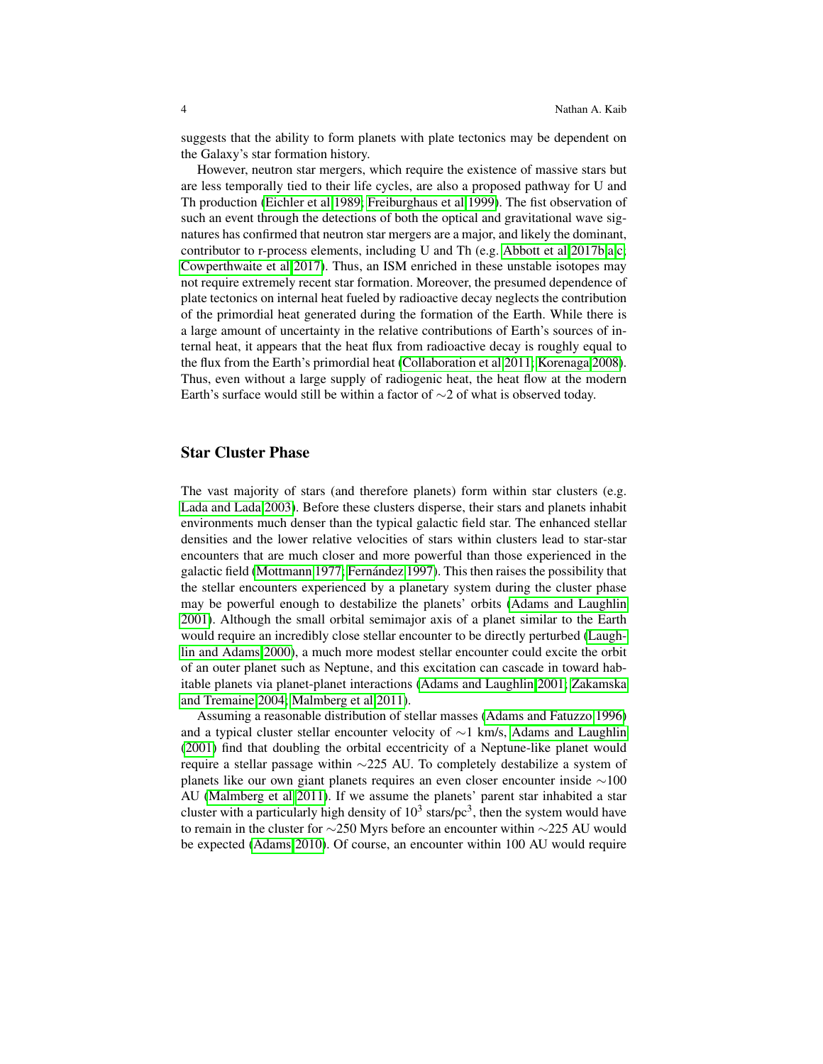suggests that the ability to form planets with plate tectonics may be dependent on the Galaxy's star formation history.

However, neutron star mergers, which require the existence of massive stars but are less temporally tied to their life cycles, are also a proposed pathway for U and Th production (Eichler et al 1989; Freiburghaus et al 1999). The fist observation of such an event through the detections of both the optical and gravitational wave signatures has confirmed that neutron star mergers are a major, and likely the dominant, contributor to r-process elements, including U and Th (e.g. Abbott et al 2017b,a,c; Cowperthwaite et al 2017). Thus, an ISM enriched in these unstable isotopes may not require extremely recent star formation. Moreover, the presumed dependence of plate tectonics on internal heat fueled by radioactive decay neglects the contribution of the primordial heat generated during the formation of the Earth. While there is a large amount of uncertainty in the relative contributions of Earth's sources of internal heat, it appears that the heat flux from radioactive decay is roughly equal to the flux from the Earth's primordial heat (Collaboration et al 2011; Korenaga 2008). Thus, even without a large supply of radiogenic heat, the heat flow at the modern Earth's surface would still be within a factor of $\sim$2 of what is observed today.

## Star Cluster Phase

The vast majority of stars (and therefore planets) form within star clusters (e.g. Lada and Lada 2003). Before these clusters disperse, their stars and planets inhabit environments much denser than the typical galactic field star. The enhanced stellar densities and the lower relative velocities of stars within clusters lead to star-star encounters that are much closer and more powerful than those experienced in the galactic field (Mottmann 1977; Fernández 1997). This then raises the possibility that the stellar encounters experienced by a planetary system during the cluster phase may be powerful enough to destabilize the planets' orbits (Adams and Laughlin 2001). Although the small orbital semimajor axis of a planet similar to the Earth would require an incredibly close stellar encounter to be directly perturbed (Laughlin and Adams 2000), a much more modest stellar encounter could excite the orbit of an outer planet such as Neptune, and this excitation can cascade in toward habitable planets via planet-planet interactions (Adams and Laughlin 2001; Zakamska and Tremaine 2004; Malmberg et al 2011).

Assuming a reasonable distribution of stellar masses (Adams and Fatuzzo 1996) and a typical cluster stellar encounter velocity of $\sim$1 km/s, Adams and Laughlin (2001) find that doubling the orbital eccentricity of a Neptune-like planet would require a stellar passage within $\sim$225 AU. To completely destabilize a system of planets like our own giant planets requires an even closer encounter inside $\sim$100 AU (Malmberg et al 2011). If we assume the planets' parent star inhabited a star cluster with a particularly high density of $10^3$ stars/pc$^3$, then the system would have to remain in the cluster for $\sim$250 Myrs before an encounter within $\sim$225 AU would be expected (Adams 2010). Of course, an encounter within 100 AU would require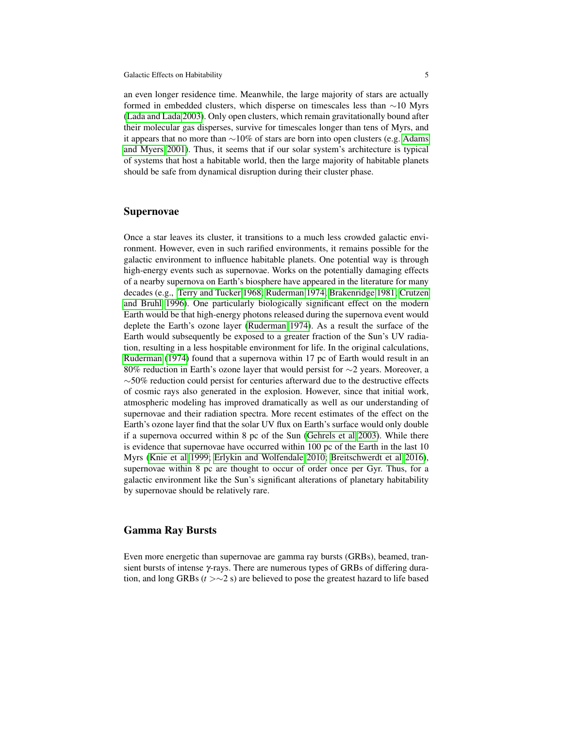an even longer residence time. Meanwhile, the large majority of stars are actually formed in embedded clusters, which disperse on timescales less than ∼10 Myrs (Lada and Lada 2003). Only open clusters, which remain gravitationally bound after their molecular gas disperses, survive for timescales longer than tens of Myrs, and it appears that no more than ∼10% of stars are born into open clusters (e.g. Adams and Myers 2001). Thus, it seems that if our solar system's architecture is typical of systems that host a habitable world, then the large majority of habitable planets should be safe from dynamical disruption during their cluster phase.

## Supernovae

Once a star leaves its cluster, it transitions to a much less crowded galactic environment. However, even in such rarified environments, it remains possible for the galactic environment to influence habitable planets. One potential way is through high-energy events such as supernovae. Works on the potentially damaging effects of a nearby supernova on Earth's biosphere have appeared in the literature for many decades (e.g., Terry and Tucker 1968; Ruderman 1974; Brakenridge 1981; Crutzen and Bruhl 1996). One particularly biologically significant effect on the modern Earth would be that high-energy photons released during the supernova event would deplete the Earth's ozone layer (Ruderman 1974). As a result the surface of the Earth would subsequently be exposed to a greater fraction of the Sun's UV radiation, resulting in a less hospitable environment for life. In the original calculations, Ruderman (1974) found that a supernova within 17 pc of Earth would result in an 80% reduction in Earth's ozone layer that would persist for ∼2 years. Moreover, a ∼50% reduction could persist for centuries afterward due to the destructive effects of cosmic rays also generated in the explosion. However, since that initial work, atmospheric modeling has improved dramatically as well as our understanding of supernovae and their radiation spectra. More recent estimates of the effect on the Earth's ozone layer find that the solar UV flux on Earth's surface would only double if a supernova occurred within 8 pc of the Sun (Gehrels et al 2003). While there is evidence that supernovae have occurred within 100 pc of the Earth in the last 10 Myrs (Knie et al 1999; Erlykin and Wolfendale 2010; Breitschwerdt et al 2016), supernovae within 8 pc are thought to occur of order once per Gyr. Thus, for a galactic environment like the Sun's significant alterations of planetary habitability by supernovae should be relatively rare.

## Gamma Ray Bursts

Even more energetic than supernovae are gamma ray bursts (GRBs), beamed, transient bursts of intense $\gamma$-rays. There are numerous types of GRBs of differing duration, and long GRBs ($t > \sim 2$ s) are believed to pose the greatest hazard to life based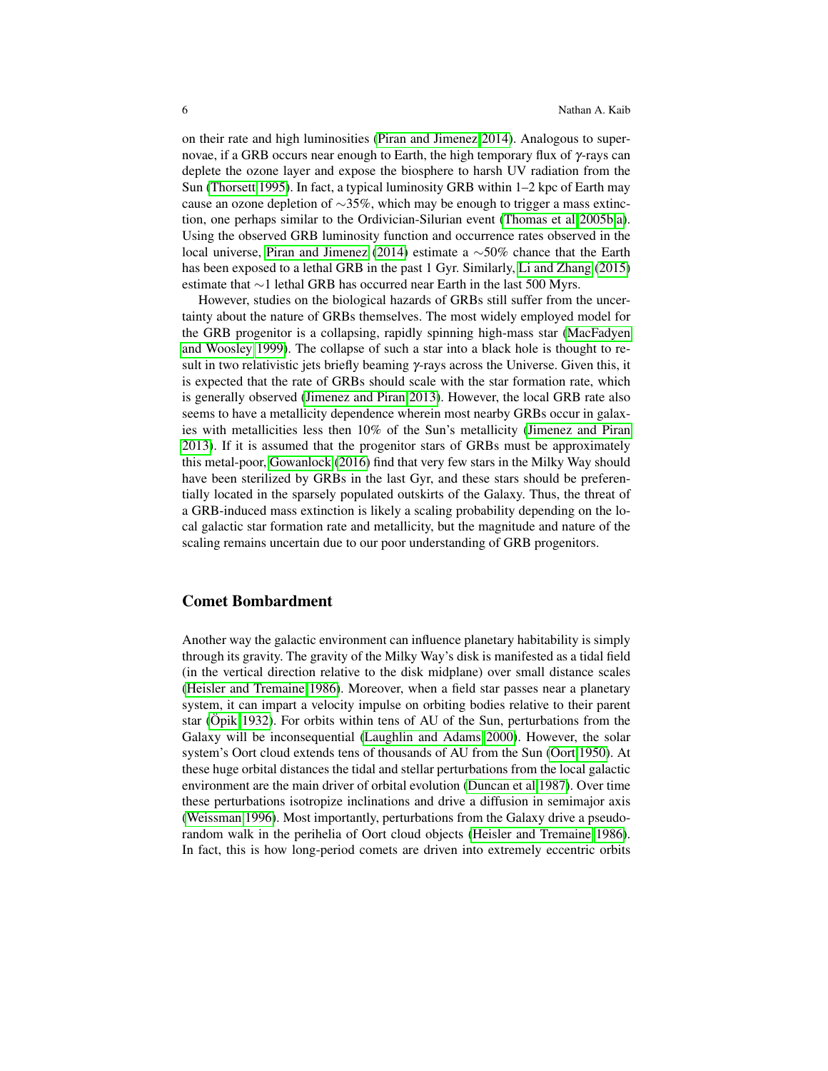on their rate and high luminosities (Piran and Jimenez 2014). Analogous to supernovae, if a GRB occurs near enough to Earth, the high temporary flux of $\gamma$-rays can deplete the ozone layer and expose the biosphere to harsh UV radiation from the Sun (Thorsett 1995). In fact, a typical luminosity GRB within 1–2 kpc of Earth may cause an ozone depletion of $\sim$35%, which may be enough to trigger a mass extinction, one perhaps similar to the Ordivician-Silurian event (Thomas et al 2005b,a). Using the observed GRB luminosity function and occurrence rates observed in the local universe, Piran and Jimenez (2014) estimate a $\sim$50% chance that the Earth has been exposed to a lethal GRB in the past 1 Gyr. Similarly, Li and Zhang (2015) estimate that $\sim$1 lethal GRB has occurred near Earth in the last 500 Myrs.

However, studies on the biological hazards of GRBs still suffer from the uncertainty about the nature of GRBs themselves. The most widely employed model for the GRB progenitor is a collapsing, rapidly spinning high-mass star (MacFadyen and Woosley 1999). The collapse of such a star into a black hole is thought to result in two relativistic jets briefly beaming $\gamma$-rays across the Universe. Given this, it is expected that the rate of GRBs should scale with the star formation rate, which is generally observed (Jimenez and Piran 2013). However, the local GRB rate also seems to have a metallicity dependence wherein most nearby GRBs occur in galaxies with metallicities less then 10% of the Sun's metallicity (Jimenez and Piran 2013). If it is assumed that the progenitor stars of GRBs must be approximately this metal-poor, Gowanlock (2016) find that very few stars in the Milky Way should have been sterilized by GRBs in the last Gyr, and these stars should be preferentially located in the sparsely populated outskirts of the Galaxy. Thus, the threat of a GRB-induced mass extinction is likely a scaling probability depending on the local galactic star formation rate and metallicity, but the magnitude and nature of the scaling remains uncertain due to our poor understanding of GRB progenitors.

## Comet Bombardment

Another way the galactic environment can influence planetary habitability is simply through its gravity. The gravity of the Milky Way's disk is manifested as a tidal field (in the vertical direction relative to the disk midplane) over small distance scales (Heisler and Tremaine 1986). Moreover, when a field star passes near a planetary system, it can impart a velocity impulse on orbiting bodies relative to their parent star (Öpik 1932). For orbits within tens of AU of the Sun, perturbations from the Galaxy will be inconsequential (Laughlin and Adams 2000). However, the solar system's Oort cloud extends tens of thousands of AU from the Sun (Oort 1950). At these huge orbital distances the tidal and stellar perturbations from the local galactic environment are the main driver of orbital evolution (Duncan et al 1987). Over time these perturbations isotropize inclinations and drive a diffusion in semimajor axis (Weissman 1996). Most importantly, perturbations from the Galaxy drive a pseudo-random walk in the perihelia of Oort cloud objects (Heisler and Tremaine 1986). In fact, this is how long-period comets are driven into extremely eccentric orbits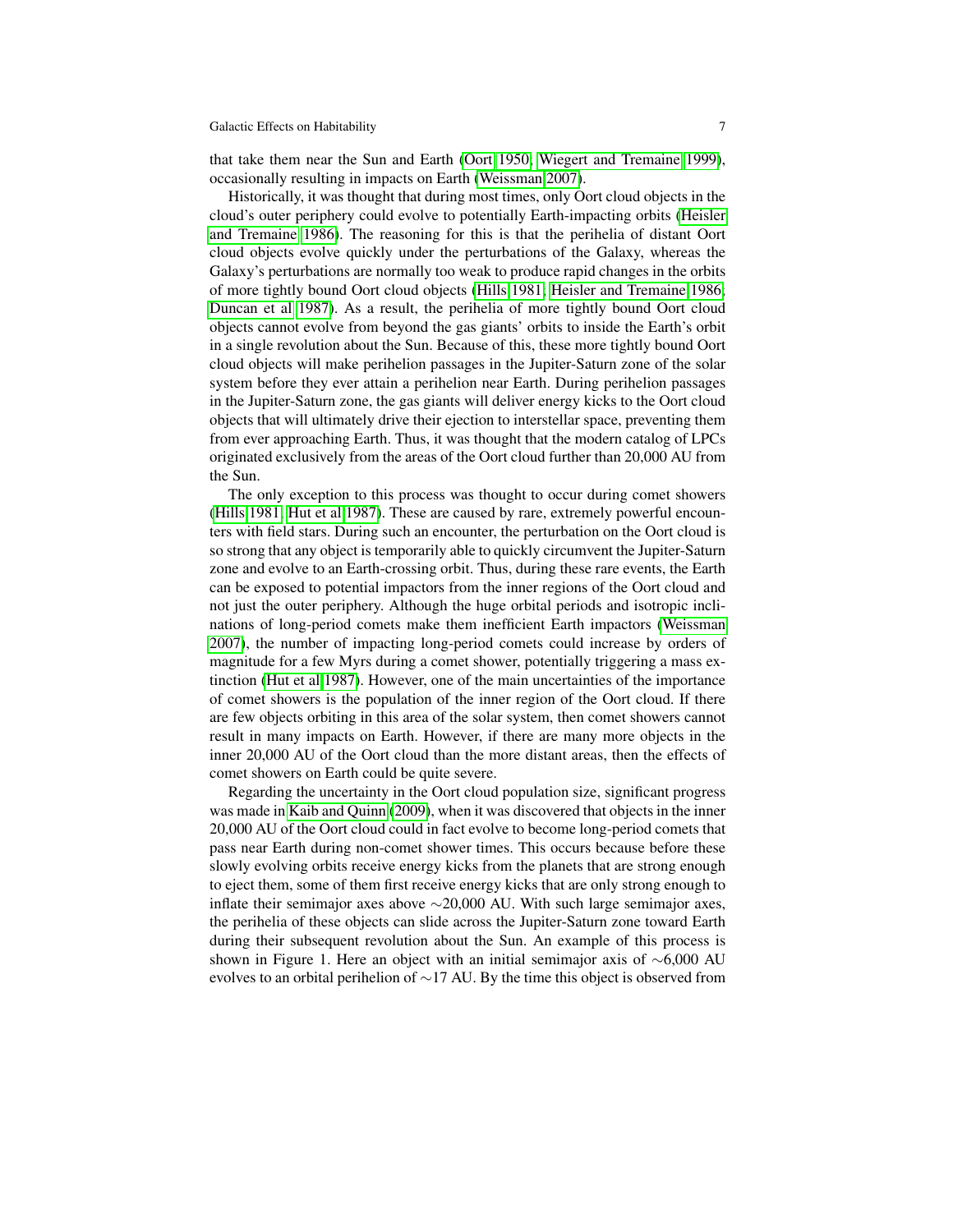that take them near the Sun and Earth (Oort 1950; Wiegert and Tremaine 1999), occasionally resulting in impacts on Earth (Weissman 2007).

Historically, it was thought that during most times, only Oort cloud objects in the cloud's outer periphery could evolve to potentially Earth-impacting orbits (Heisler and Tremaine 1986). The reasoning for this is that the perihelia of distant Oort cloud objects evolve quickly under the perturbations of the Galaxy, whereas the Galaxy's perturbations are normally too weak to produce rapid changes in the orbits of more tightly bound Oort cloud objects (Hills 1981; Heisler and Tremaine 1986; Duncan et al 1987). As a result, the perihelia of more tightly bound Oort cloud objects cannot evolve from beyond the gas giants' orbits to inside the Earth's orbit in a single revolution about the Sun. Because of this, these more tightly bound Oort cloud objects will make perihelion passages in the Jupiter-Saturn zone of the solar system before they ever attain a perihelion near Earth. During perihelion passages in the Jupiter-Saturn zone, the gas giants will deliver energy kicks to the Oort cloud objects that will ultimately drive their ejection to interstellar space, preventing them from ever approaching Earth. Thus, it was thought that the modern catalog of LPCs originated exclusively from the areas of the Oort cloud further than 20,000 AU from the Sun.

The only exception to this process was thought to occur during comet showers (Hills 1981; Hut et al 1987). These are caused by rare, extremely powerful encounters with field stars. During such an encounter, the perturbation on the Oort cloud is so strong that any object is temporarily able to quickly circumvent the Jupiter-Saturn zone and evolve to an Earth-crossing orbit. Thus, during these rare events, the Earth can be exposed to potential impactors from the inner regions of the Oort cloud and not just the outer periphery. Although the huge orbital periods and isotropic inclinations of long-period comets make them inefficient Earth impactors (Weissman 2007), the number of impacting long-period comets could increase by orders of magnitude for a few Myrs during a comet shower, potentially triggering a mass extinction (Hut et al 1987). However, one of the main uncertainties of the importance of comet showers is the population of the inner region of the Oort cloud. If there are few objects orbiting in this area of the solar system, then comet showers cannot result in many impacts on Earth. However, if there are many more objects in the inner 20,000 AU of the Oort cloud than the more distant areas, then the effects of comet showers on Earth could be quite severe.

Regarding the uncertainty in the Oort cloud population size, significant progress was made in Kaib and Quinn (2009), when it was discovered that objects in the inner 20,000 AU of the Oort cloud could in fact evolve to become long-period comets that pass near Earth during non-comet shower times. This occurs because before these slowly evolving orbits receive energy kicks from the planets that are strong enough to eject them, some of them first receive energy kicks that are only strong enough to inflate their semimajor axes above $\sim$20,000 AU. With such large semimajor axes, the perihelia of these objects can slide across the Jupiter-Saturn zone toward Earth during their subsequent revolution about the Sun. An example of this process is shown in Figure 1. Here an object with an initial semimajor axis of $\sim$6,000 AU evolves to an orbital perihelion of $\sim$17 AU. By the time this object is observed from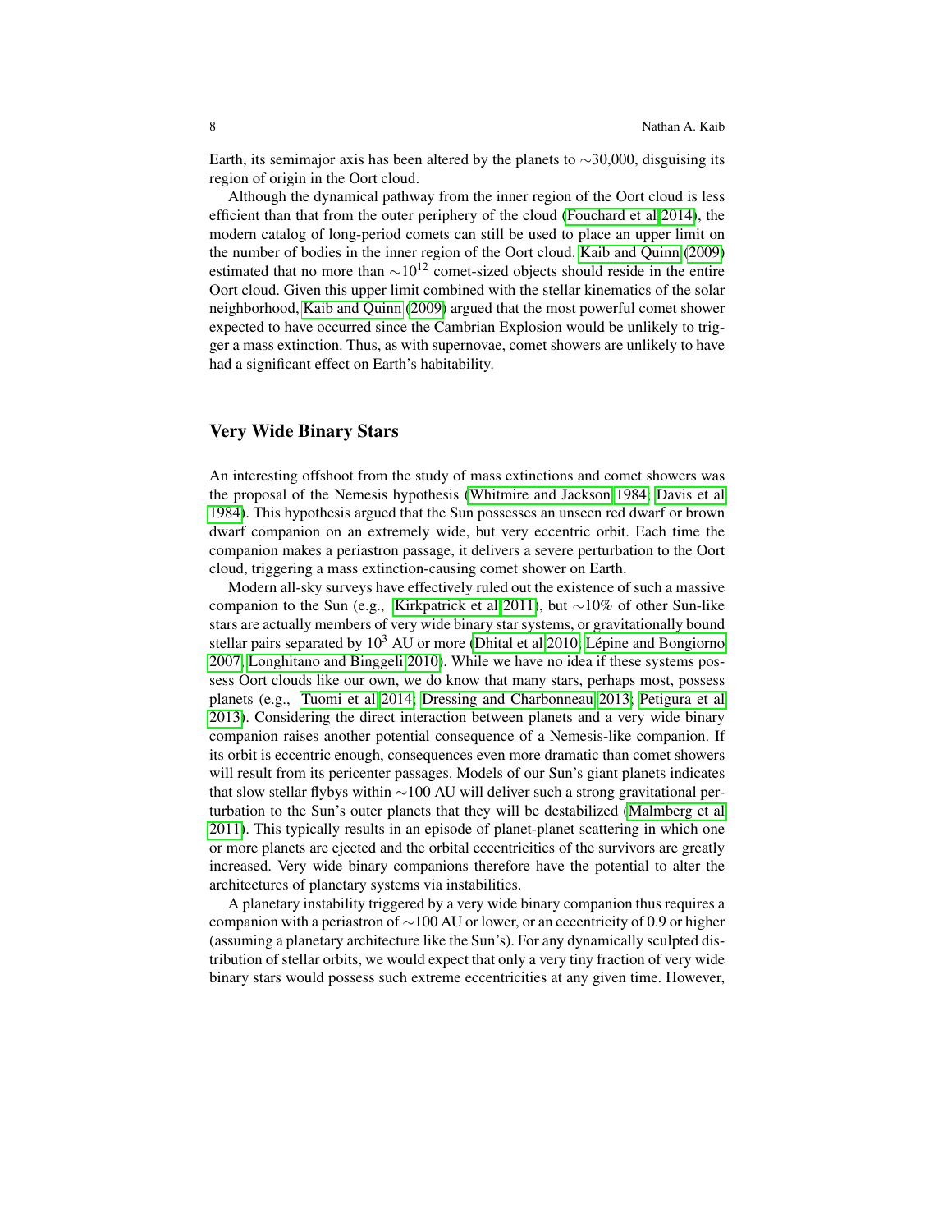Earth, its semimajor axis has been altered by the planets to ∼30,000, disguising its region of origin in the Oort cloud.

Although the dynamical pathway from the inner region of the Oort cloud is less efficient than that from the outer periphery of the cloud (Fouchard et al 2014), the modern catalog of long-period comets can still be used to place an upper limit on the number of bodies in the inner region of the Oort cloud. Kaib and Quinn (2009) estimated that no more than $\sim 10^{12}$ comet-sized objects should reside in the entire Oort cloud. Given this upper limit combined with the stellar kinematics of the solar neighborhood, Kaib and Quinn (2009) argued that the most powerful comet shower expected to have occurred since the Cambrian Explosion would be unlikely to trigger a mass extinction. Thus, as with supernovae, comet showers are unlikely to have had a significant effect on Earth's habitability.

## Very Wide Binary Stars

An interesting offshoot from the study of mass extinctions and comet showers was the proposal of the Nemesis hypothesis (Whitmire and Jackson 1984; Davis et al 1984). This hypothesis argued that the Sun possesses an unseen red dwarf or brown dwarf companion on an extremely wide, but very eccentric orbit. Each time the companion makes a periastron passage, it delivers a severe perturbation to the Oort cloud, triggering a mass extinction-causing comet shower on Earth.

Modern all-sky surveys have effectively ruled out the existence of such a massive companion to the Sun (e.g., Kirkpatrick et al 2011), but ∼10% of other Sun-like stars are actually members of very wide binary star systems, or gravitationally bound stellar pairs separated by $10^3$ AU or more (Dhital et al 2010; Lépine and Bongiorno 2007; Longhitano and Binggeli 2010). While we have no idea if these systems possess Oort clouds like our own, we do know that many stars, perhaps most, possess planets (e.g., Tuomi et al 2014; Dressing and Charbonneau 2013; Petigura et al 2013). Considering the direct interaction between planets and a very wide binary companion raises another potential consequence of a Nemesis-like companion. If its orbit is eccentric enough, consequences even more dramatic than comet showers will result from its pericenter passages. Models of our Sun's giant planets indicates that slow stellar flybys within ∼100 AU will deliver such a strong gravitational perturbation to the Sun's outer planets that they will be destabilized (Malmberg et al 2011). This typically results in an episode of planet-planet scattering in which one or more planets are ejected and the orbital eccentricities of the survivors are greatly increased. Very wide binary companions therefore have the potential to alter the architectures of planetary systems via instabilities.

A planetary instability triggered by a very wide binary companion thus requires a companion with a periastron of ∼100 AU or lower, or an eccentricity of 0.9 or higher (assuming a planetary architecture like the Sun's). For any dynamically sculpted distribution of stellar orbits, we would expect that only a very tiny fraction of very wide binary stars would possess such extreme eccentricities at any given time. However,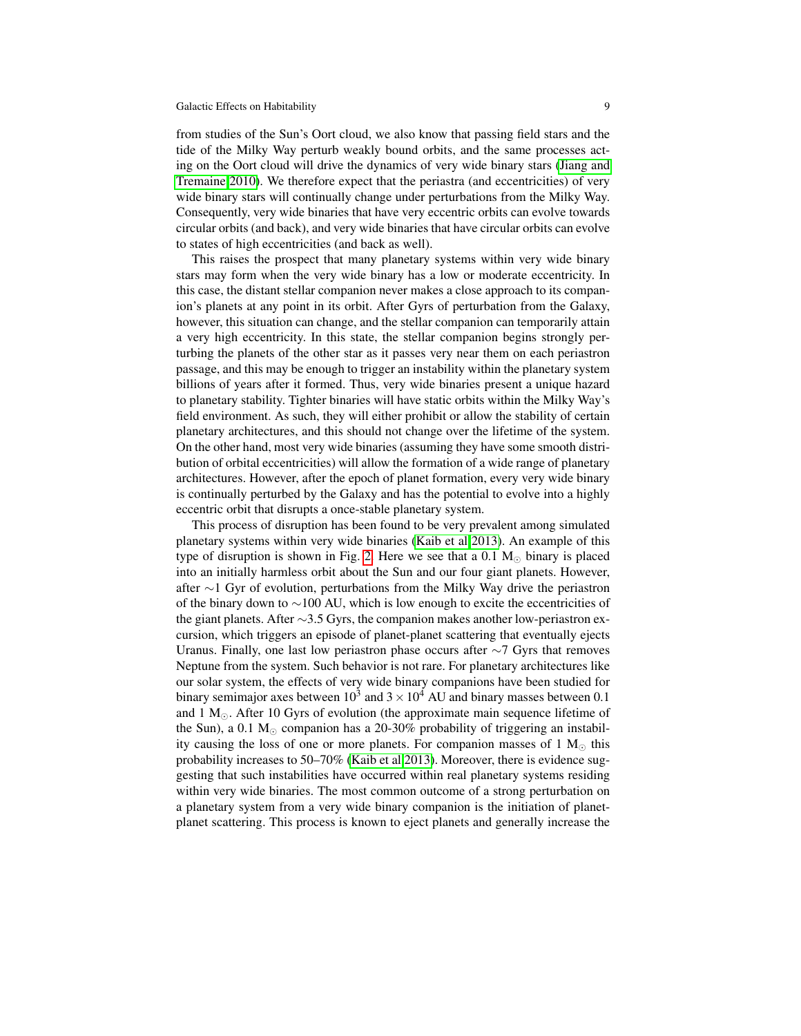from studies of the Sun's Oort cloud, we also know that passing field stars and the tide of the Milky Way perturb weakly bound orbits, and the same processes acting on the Oort cloud will drive the dynamics of very wide binary stars (Jiang and Tremaine 2010). We therefore expect that the periastra (and eccentricities) of very wide binary stars will continually change under perturbations from the Milky Way. Consequently, very wide binaries that have very eccentric orbits can evolve towards circular orbits (and back), and very wide binaries that have circular orbits can evolve to states of high eccentricities (and back as well).

This raises the prospect that many planetary systems within very wide binary stars may form when the very wide binary has a low or moderate eccentricity. In this case, the distant stellar companion never makes a close approach to its companion's planets at any point in its orbit. After Gyrs of perturbation from the Galaxy, however, this situation can change, and the stellar companion can temporarily attain a very high eccentricity. In this state, the stellar companion begins strongly perturbing the planets of the other star as it passes very near them on each periastron passage, and this may be enough to trigger an instability within the planetary system billions of years after it formed. Thus, very wide binaries present a unique hazard to planetary stability. Tighter binaries will have static orbits within the Milky Way's field environment. As such, they will either prohibit or allow the stability of certain planetary architectures, and this should not change over the lifetime of the system. On the other hand, most very wide binaries (assuming they have some smooth distribution of orbital eccentricities) will allow the formation of a wide range of planetary architectures. However, after the epoch of planet formation, every very wide binary is continually perturbed by the Galaxy and has the potential to evolve into a highly eccentric orbit that disrupts a once-stable planetary system.

This process of disruption has been found to be very prevalent among simulated planetary systems within very wide binaries (Kaib et al 2013). An example of this type of disruption is shown in Fig. 2. Here we see that a 0.1 $M_{\odot}$ binary is placed into an initially harmless orbit about the Sun and our four giant planets. However, after $\sim$1 Gyr of evolution, perturbations from the Milky Way drive the periastron of the binary down to $\sim$100 AU, which is low enough to excite the eccentricities of the giant planets. After $\sim$3.5 Gyrs, the companion makes another low-periastron excursion, which triggers an episode of planet-planet scattering that eventually ejects Uranus. Finally, one last low periastron phase occurs after $\sim$7 Gyrs that removes Neptune from the system. Such behavior is not rare. For planetary architectures like our solar system, the effects of very wide binary companions have been studied for binary semimajor axes between $10^{3}$ and $3\times10^{4}$ AU and binary masses between 0.1 and 1 $M_{\odot}$. After 10 Gyrs of evolution (the approximate main sequence lifetime of the Sun), a 0.1 $M_{\odot}$ companion has a 20-30% probability of triggering an instability causing the loss of one or more planets. For companion masses of 1 $M_{\odot}$ this probability increases to 50–70% (Kaib et al 2013). Moreover, there is evidence suggesting that such instabilities have occurred within real planetary systems residing within very wide binaries. The most common outcome of a strong perturbation on a planetary system from a very wide binary companion is the initiation of planet-planet scattering. This process is known to eject planets and generally increase the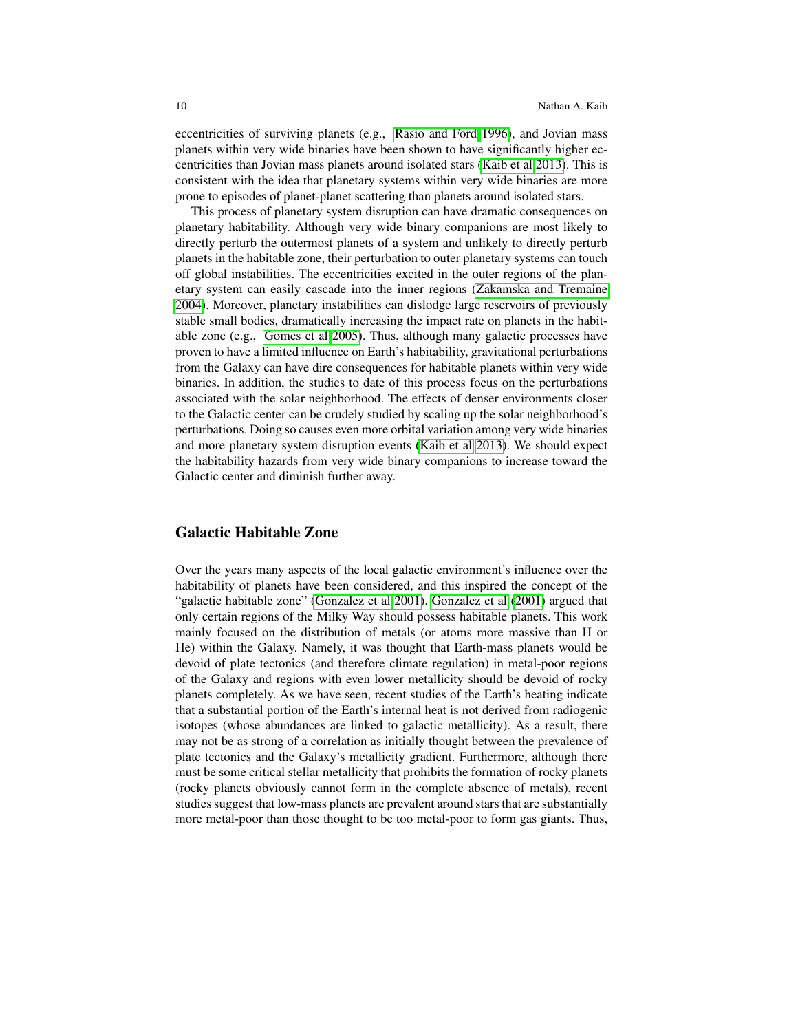eccentricities of surviving planets (e.g., Rasio and Ford 1996), and Jovian mass planets within very wide binaries have been shown to have significantly higher eccentricities than Jovian mass planets around isolated stars (Kaib et al 2013). This is consistent with the idea that planetary systems within very wide binaries are more prone to episodes of planet-planet scattering than planets around isolated stars.

This process of planetary system disruption can have dramatic consequences on planetary habitability. Although very wide binary companions are most likely to directly perturb the outermost planets of a system and unlikely to directly perturb planets in the habitable zone, their perturbation to outer planetary systems can touch off global instabilities. The eccentricities excited in the outer regions of the planetary system can easily cascade into the inner regions (Zakamska and Tremaine 2004). Moreover, planetary instabilities can dislodge large reservoirs of previously stable small bodies, dramatically increasing the impact rate on planets in the habitable zone (e.g., Gomes et al 2005). Thus, although many galactic processes have proven to have a limited influence on Earth's habitability, gravitational perturbations from the Galaxy can have dire consequences for habitable planets within very wide binaries. In addition, the studies to date of this process focus on the perturbations associated with the solar neighborhood. The effects of denser environments closer to the Galactic center can be crudely studied by scaling up the solar neighborhood's perturbations. Doing so causes even more orbital variation among very wide binaries and more planetary system disruption events (Kaib et al 2013). We should expect the habitability hazards from very wide binary companions to increase toward the Galactic center and diminish further away.

## Galactic Habitable Zone

Over the years many aspects of the local galactic environment's influence over the habitability of planets have been considered, and this inspired the concept of the "galactic habitable zone" (Gonzalez et al 2001). Gonzalez et al (2001) argued that only certain regions of the Milky Way should possess habitable planets. This work mainly focused on the distribution of metals (or atoms more massive than H or He) within the Galaxy. Namely, it was thought that Earth-mass planets would be devoid of plate tectonics (and therefore climate regulation) in metal-poor regions of the Galaxy and regions with even lower metallicity should be devoid of rocky planets completely. As we have seen, recent studies of the Earth's heating indicate that a substantial portion of the Earth's internal heat is not derived from radiogenic isotopes (whose abundances are linked to galactic metallicity). As a result, there may not be as strong of a correlation as initially thought between the prevalence of plate tectonics and the Galaxy's metallicity gradient. Furthermore, although there must be some critical stellar metallicity that prohibits the formation of rocky planets (rocky planets obviously cannot form in the complete absence of metals), recent studies suggest that low-mass planets are prevalent around stars that are substantially more metal-poor than those thought to be too metal-poor to form gas giants. Thus,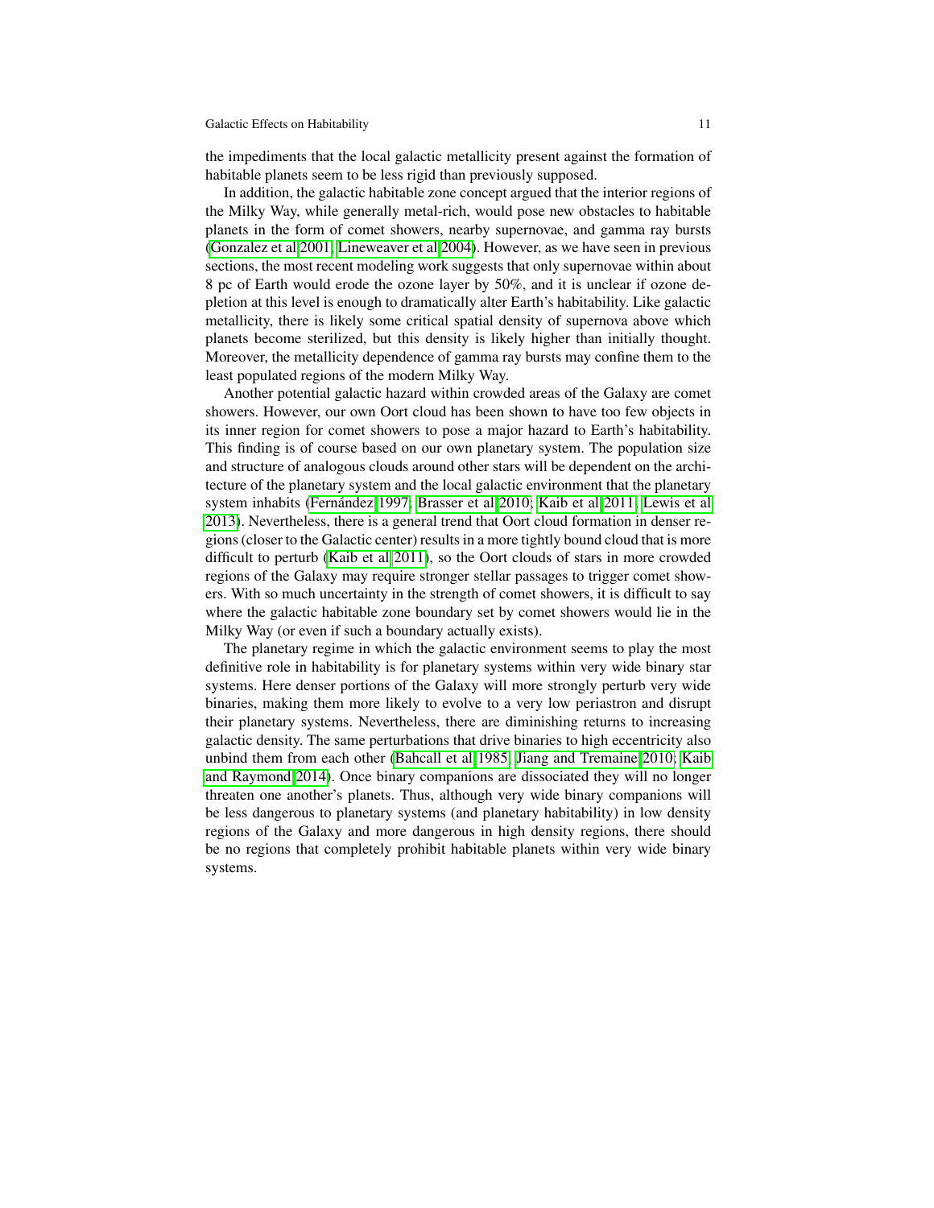the impediments that the local galactic metallicity present against the formation of habitable planets seem to be less rigid than previously supposed.

In addition, the galactic habitable zone concept argued that the interior regions of the Milky Way, while generally metal-rich, would pose new obstacles to habitable planets in the form of comet showers, nearby supernovae, and gamma ray bursts (Gonzalez et al 2001; Lineweaver et al 2004). However, as we have seen in previous sections, the most recent modeling work suggests that only supernovae within about 8 pc of Earth would erode the ozone layer by 50%, and it is unclear if ozone depletion at this level is enough to dramatically alter Earth's habitability. Like galactic metallicity, there is likely some critical spatial density of supernova above which planets become sterilized, but this density is likely higher than initially thought. Moreover, the metallicity dependence of gamma ray bursts may confine them to the least populated regions of the modern Milky Way.

Another potential galactic hazard within crowded areas of the Galaxy are comet showers. However, our own Oort cloud has been shown to have too few objects in its inner region for comet showers to pose a major hazard to Earth's habitability. This finding is of course based on our own planetary system. The population size and structure of analogous clouds around other stars will be dependent on the architecture of the planetary system and the local galactic environment that the planetary system inhabits (Fernández 1997; Brasser et al 2010; Kaib et al 2011; Lewis et al 2013). Nevertheless, there is a general trend that Oort cloud formation in denser regions (closer to the Galactic center) results in a more tightly bound cloud that is more difficult to perturb (Kaib et al 2011), so the Oort clouds of stars in more crowded regions of the Galaxy may require stronger stellar passages to trigger comet showers. With so much uncertainty in the strength of comet showers, it is difficult to say where the galactic habitable zone boundary set by comet showers would lie in the Milky Way (or even if such a boundary actually exists).

The planetary regime in which the galactic environment seems to play the most definitive role in habitability is for planetary systems within very wide binary star systems. Here denser portions of the Galaxy will more strongly perturb very wide binaries, making them more likely to evolve to a very low periastron and disrupt their planetary systems. Nevertheless, there are diminishing returns to increasing galactic density. The same perturbations that drive binaries to high eccentricity also unbind them from each other (Bahcall et al 1985; Jiang and Tremaine 2010; Kaib and Raymond 2014). Once binary companions are dissociated they will no longer threaten one another's planets. Thus, although very wide binary companions will be less dangerous to planetary systems (and planetary habitability) in low density regions of the Galaxy and more dangerous in high density regions, there should be no regions that completely prohibit habitable planets within very wide binary systems.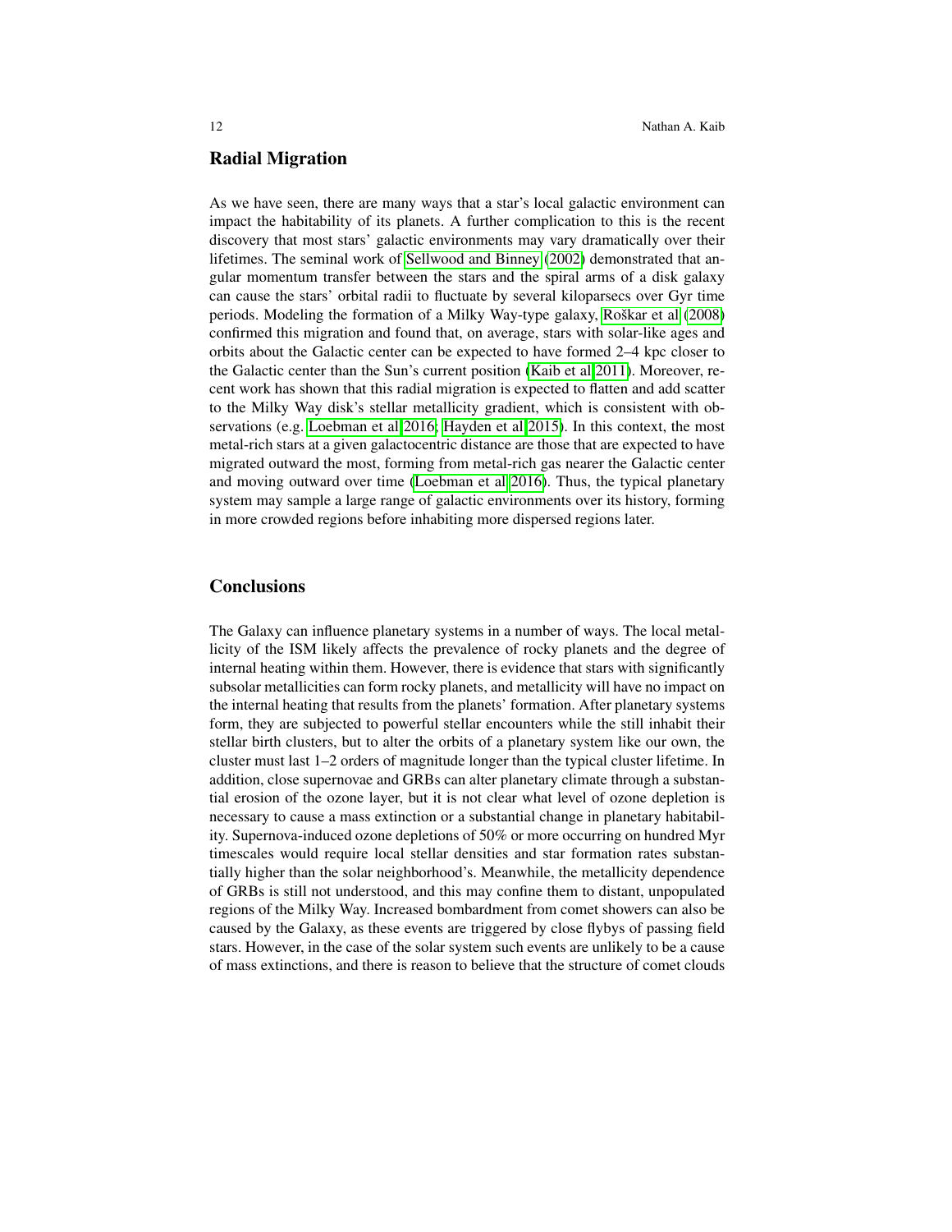## Radial Migration

As we have seen, there are many ways that a star's local galactic environment can impact the habitability of its planets. A further complication to this is the recent discovery that most stars' galactic environments may vary dramatically over their lifetimes. The seminal work of Sellwood and Binney (2002) demonstrated that angular momentum transfer between the stars and the spiral arms of a disk galaxy can cause the stars' orbital radii to fluctuate by several kiloparsecs over Gyr time periods. Modeling the formation of a Milky Way-type galaxy, Roškar et al (2008) confirmed this migration and found that, on average, stars with solar-like ages and orbits about the Galactic center can be expected to have formed 2–4 kpc closer to the Galactic center than the Sun's current position (Kaib et al 2011). Moreover, recent work has shown that this radial migration is expected to flatten and add scatter to the Milky Way disk's stellar metallicity gradient, which is consistent with observations (e.g. Loebman et al 2016; Hayden et al 2015). In this context, the most metal-rich stars at a given galactocentric distance are those that are expected to have migrated outward the most, forming from metal-rich gas nearer the Galactic center and moving outward over time (Loebman et al 2016). Thus, the typical planetary system may sample a large range of galactic environments over its history, forming in more crowded regions before inhabiting more dispersed regions later.

## Conclusions

The Galaxy can influence planetary systems in a number of ways. The local metallicity of the ISM likely affects the prevalence of rocky planets and the degree of internal heating within them. However, there is evidence that stars with significantly subsolar metallicities can form rocky planets, and metallicity will have no impact on the internal heating that results from the planets' formation. After planetary systems form, they are subjected to powerful stellar encounters while the still inhabit their stellar birth clusters, but to alter the orbits of a planetary system like our own, the cluster must last 1–2 orders of magnitude longer than the typical cluster lifetime. In addition, close supernovae and GRBs can alter planetary climate through a substantial erosion of the ozone layer, but it is not clear what level of ozone depletion is necessary to cause a mass extinction or a substantial change in planetary habitability. Supernova-induced ozone depletions of 50% or more occurring on hundred Myr timescales would require local stellar densities and star formation rates substantially higher than the solar neighborhood's. Meanwhile, the metallicity dependence of GRBs is still not understood, and this may confine them to distant, unpopulated regions of the Milky Way. Increased bombardment from comet showers can also be caused by the Galaxy, as these events are triggered by close flybys of passing field stars. However, in the case of the solar system such events are unlikely to be a cause of mass extinctions, and there is reason to believe that the structure of comet clouds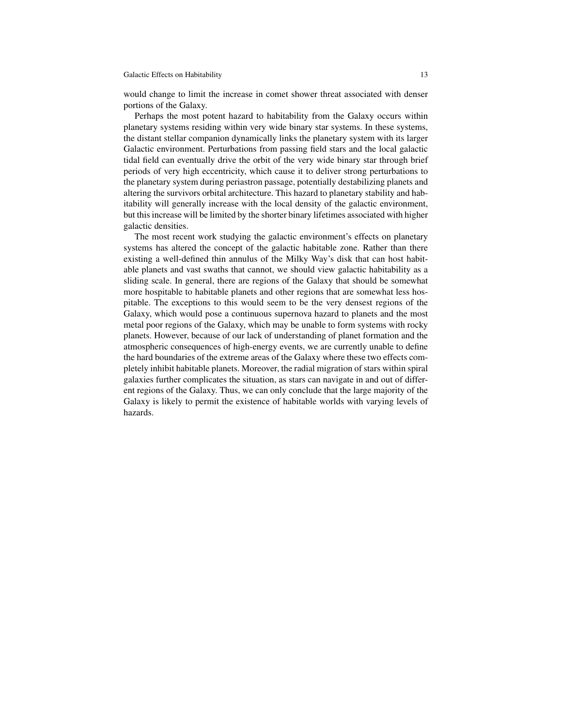would change to limit the increase in comet shower threat associated with denser portions of the Galaxy.

Perhaps the most potent hazard to habitability from the Galaxy occurs within planetary systems residing within very wide binary star systems. In these systems, the distant stellar companion dynamically links the planetary system with its larger Galactic environment. Perturbations from passing field stars and the local galactic tidal field can eventually drive the orbit of the very wide binary star through brief periods of very high eccentricity, which cause it to deliver strong perturbations to the planetary system during periastron passage, potentially destabilizing planets and altering the survivors orbital architecture. This hazard to planetary stability and habitability will generally increase with the local density of the galactic environment, but this increase will be limited by the shorter binary lifetimes associated with higher galactic densities.

The most recent work studying the galactic environment's effects on planetary systems has altered the concept of the galactic habitable zone. Rather than there existing a well-defined thin annulus of the Milky Way's disk that can host habitable planets and vast swaths that cannot, we should view galactic habitability as a sliding scale. In general, there are regions of the Galaxy that should be somewhat more hospitable to habitable planets and other regions that are somewhat less hospitable. The exceptions to this would seem to be the very densest regions of the Galaxy, which would pose a continuous supernova hazard to planets and the most metal poor regions of the Galaxy, which may be unable to form systems with rocky planets. However, because of our lack of understanding of planet formation and the atmospheric consequences of high-energy events, we are currently unable to define the hard boundaries of the extreme areas of the Galaxy where these two effects completely inhibit habitable planets. Moreover, the radial migration of stars within spiral galaxies further complicates the situation, as stars can navigate in and out of different regions of the Galaxy. Thus, we can only conclude that the large majority of the Galaxy is likely to permit the existence of habitable worlds with varying levels of hazards.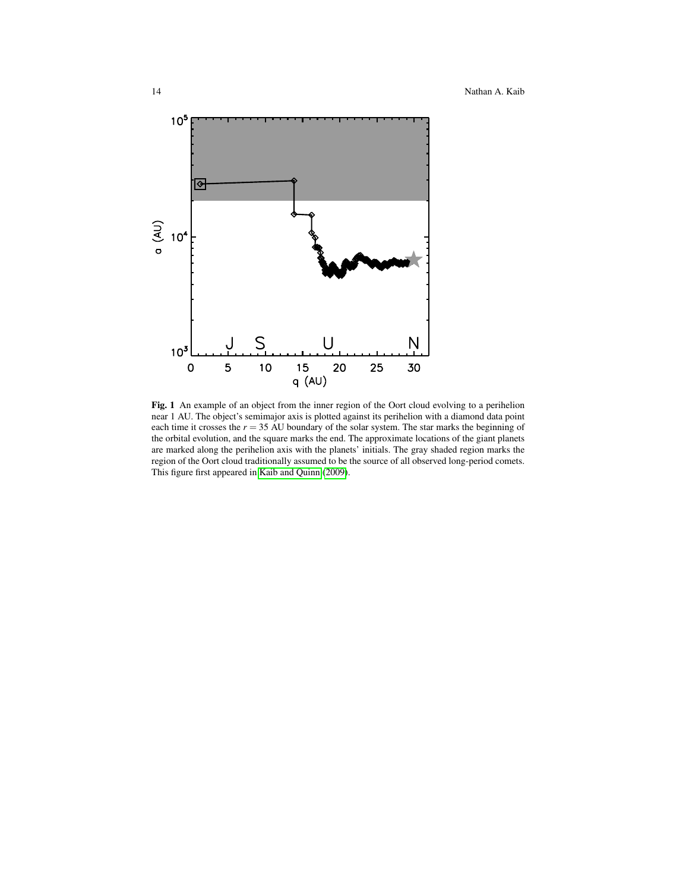**Fig. 1** An example of an object from the inner region of the Oort cloud evolving to a perihelion near 1 AU. The object's semimajor axis is plotted against its perihelion with a diamond data point each time it crosses the $r = 35$ AU boundary of the solar system. The star marks the beginning of the orbital evolution, and the square marks the end. The approximate locations of the giant planets are marked along the perihelion axis with the planets' initials. The gray shaded region marks the region of the Oort cloud traditionally assumed to be the source of all observed long-period comets. This figure first appeared in Kaib and Quinn (2009).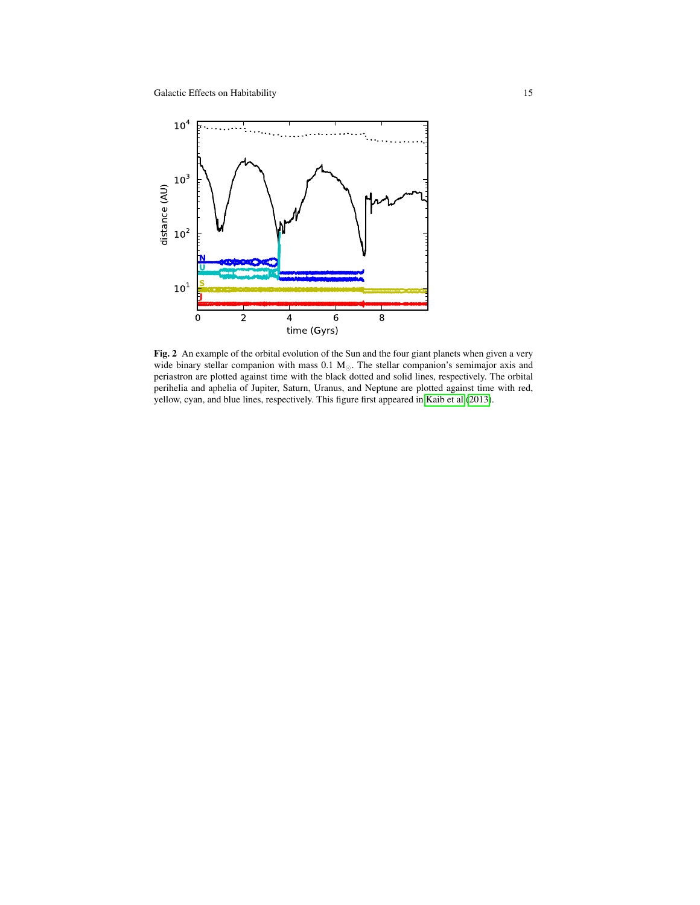**Fig. 2** An example of the orbital evolution of the Sun and the four giant planets when given a very wide binary stellar companion with mass 0.1 $M_{\odot}$. The stellar companion's semimajor axis and periastron are plotted against time with the black dotted and solid lines, respectively. The orbital perihelia and aphelia of Jupiter, Saturn, Uranus, and Neptune are plotted against time with red, yellow, cyan, and blue lines, respectively. This figure first appeared in Kaib et al (2013).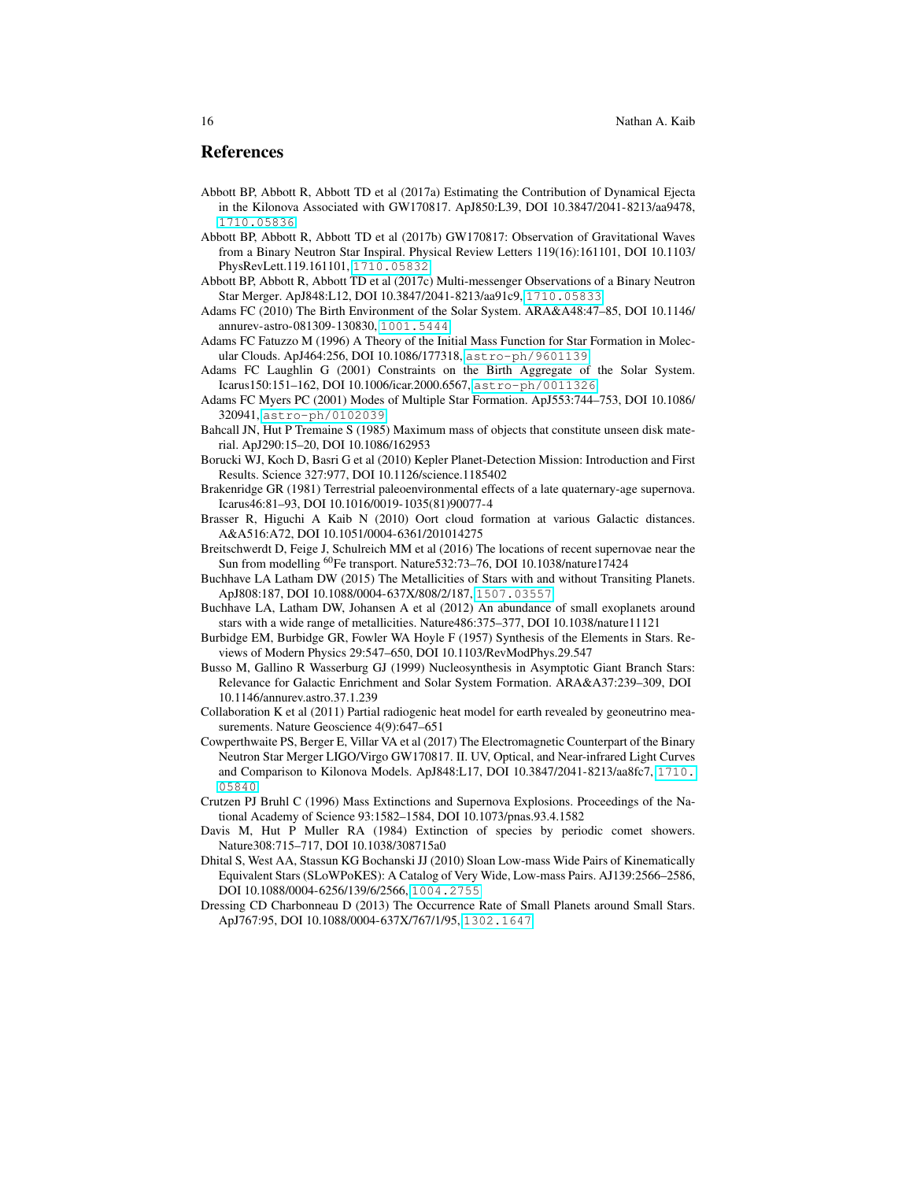## References

Abbott BP, Abbott R, Abbott TD et al (2017a) Estimating the Contribution of Dynamical Ejecta in the Kilonova Associated with GW170817. ApJ850:L39, DOI 10.3847/2041-8213/aa9478, 1710.05836

Abbott BP, Abbott R, Abbott TD et al (2017b) GW170817: Observation of Gravitational Waves from a Binary Neutron Star Inspiral. Physical Review Letters 119(16):161101, DOI 10.1103/PhysRevLett.119.161101, 1710.05832

Abbott BP, Abbott R, Abbott TD et al (2017c) Multi-messenger Observations of a Binary Neutron Star Merger. ApJ848:L12, DOI 10.3847/2041-8213/aa91c9, 1710.05833

Adams FC (2010) The Birth Environment of the Solar System. ARA&A48:47–85, DOI 10.1146/annurev-astro-081309-130830, 1001.5444

Adams FC Fatuzzo M (1996) A Theory of the Initial Mass Function for Star Formation in Molecular Clouds. ApJ464:256, DOI 10.1086/177318, astro-ph/9601139

Adams FC Laughlin G (2001) Constraints on the Birth Aggregate of the Solar System. Icarus150:151–162, DOI 10.1006/icar.2000.6567, astro-ph/0011326

Adams FC Myers PC (2001) Modes of Multiple Star Formation. ApJ553:744–753, DOI 10.1086/320941, astro-ph/0102039

Bahcall JN, Hut P Tremaine S (1985) Maximum mass of objects that constitute unseen disk material. ApJ290:15–20, DOI 10.1086/162953

Borucki WJ, Koch D, Basri G et al (2010) Kepler Planet-Detection Mission: Introduction and First Results. Science 327:977, DOI 10.1126/science.1185402

Brakenridge GR (1981) Terrestrial paleoenvironmental effects of a late quaternary-age supernova. Icarus46:81–93, DOI 10.1016/0019-1035(81)90077-4

Brasser R, Higuchi A Kaib N (2010) Oort cloud formation at various Galactic distances. A&A516:A72, DOI 10.1051/0004-6361/201014275

Breitschwerdt D, Feige J, Schulreich MM et al (2016) The locations of recent supernovae near the Sun from modelling $^{60}$Fe transport. Nature532:73–76, DOI 10.1038/nature17424

Buchhave LA Latham DW (2015) The Metallicities of Stars with and without Transiting Planets. ApJ808:187, DOI 10.1088/0004-637X/808/2/187, 1507.03557

Buchhave LA, Latham DW, Johansen A et al (2012) An abundance of small exoplanets around stars with a wide range of metallicities. Nature486:375–377, DOI 10.1038/nature11121

Burbidge EM, Burbidge GR, Fowler WA Hoyle F (1957) Synthesis of the Elements in Stars. Reviews of Modern Physics 29:547–650, DOI 10.1103/RevModPhys.29.547

Busso M, Gallino R Wasserburg GJ (1999) Nucleosynthesis in Asymptotic Giant Branch Stars: Relevance for Galactic Enrichment and Solar System Formation. ARA&A37:239–309, DOI 10.1146/annurev.astro.37.1.239

Collaboration K et al (2011) Partial radiogenic heat model for earth revealed by geoneutrino measurements. Nature Geoscience 4(9):647–651

Cowperthwaite PS, Berger E, Villar VA et al (2017) The Electromagnetic Counterpart of the Binary Neutron Star Merger LIGO/Virgo GW170817. II. UV, Optical, and Near-infrared Light Curves and Comparison to Kilonova Models. ApJ848:L17, DOI 10.3847/2041-8213/aa8fc7, 1710.05840

Crutzen PJ Bruhl C (1996) Mass Extinctions and Supernova Explosions. Proceedings of the National Academy of Science 93:1582–1584, DOI 10.1073/pnas.93.4.1582

Davis M, Hut P Muller RA (1984) Extinction of species by periodic comet showers. Nature308:715–717, DOI 10.1038/308715a0

Dhital S, West AA, Stassun KG Bochanski JJ (2010) Sloan Low-mass Wide Pairs of Kinematically Equivalent Stars (SLoWPoKES): A Catalog of Very Wide, Low-mass Pairs. AJ139:2566–2586, DOI 10.1088/0004-6256/139/6/2566, 1004.2755

Dressing CD Charbonneau D (2013) The Occurrence Rate of Small Planets around Small Stars. ApJ767:95, DOI 10.1088/0004-637X/767/1/95, 1302.1647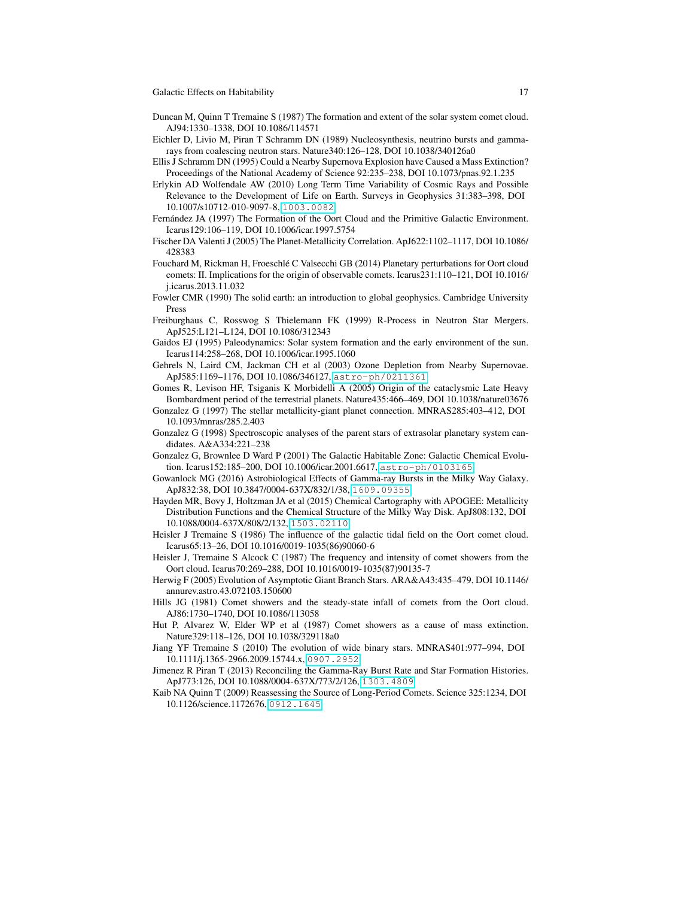Duncan M, Quinn T Tremaine S (1987) The formation and extent of the solar system comet cloud. AJ94:1330–1338, DOI 10.1086/114571

Eichler D, Livio M, Piran T Schramm DN (1989) Nucleosynthesis, neutrino bursts and gamma-rays from coalescing neutron stars. Nature340:126–128, DOI 10.1038/340126a0

Ellis J Schramm DN (1995) Could a Nearby Supernova Explosion have Caused a Mass Extinction? Proceedings of the National Academy of Science 92:235–238, DOI 10.1073/pnas.92.1.235

Erlykin AD Wolfendale AW (2010) Long Term Time Variability of Cosmic Rays and Possible Relevance to the Development of Life on Earth. Surveys in Geophysics 31:383–398, DOI 10.1007/s10712-010-9097-8, 1003.0082

Fernández JA (1997) The Formation of the Oort Cloud and the Primitive Galactic Environment. Icarus129:106–119, DOI 10.1006/icar.1997.5754

Fischer DA Valenti J (2005) The Planet-Metallicity Correlation. ApJ622:1102–1117, DOI 10.1086/428383

Fouchard M, Rickman H, Froeschlé C Valsecchi GB (2014) Planetary perturbations for Oort cloud comets: II. Implications for the origin of observable comets. Icarus231:110–121, DOI 10.1016/j.icarus.2013.11.032

Fowler CMR (1990) The solid earth: an introduction to global geophysics. Cambridge University Press

Freiburghaus C, Rosswog S Thielemann FK (1999) R-Process in Neutron Star Mergers. ApJ525:L121–L124, DOI 10.1086/312343

Gaidos EJ (1995) Paleodynamics: Solar system formation and the early environment of the sun. Icarus114:258–268, DOI 10.1006/icar.1995.1060

Gehrels N, Laird CM, Jackman CH et al (2003) Ozone Depletion from Nearby Supernovae. ApJ585:1169–1176, DOI 10.1086/346127, astro-ph/0211361

Gomes R, Levison HF, Tsiganis K Morbidelli A (2005) Origin of the cataclysmic Late Heavy Bombardment period of the terrestrial planets. Nature435:466–469, DOI 10.1038/nature03676

Gonzalez G (1997) The stellar metallicity-giant planet connection. MNRAS285:403–412, DOI 10.1093/mnras/285.2.403

Gonzalez G (1998) Spectroscopic analyses of the parent stars of extrasolar planetary system candidates. A&A334:221–238

Gonzalez G, Brownlee D Ward P (2001) The Galactic Habitable Zone: Galactic Chemical Evolution. Icarus152:185–200, DOI 10.1006/icar.2001.6617, astro-ph/0103165

Gowanlock MG (2016) Astrobiological Effects of Gamma-ray Bursts in the Milky Way Galaxy. ApJ832:38, DOI 10.3847/0004-637X/832/1/38, 1609.09355

Hayden MR, Bovy J, Holtzman JA et al (2015) Chemical Cartography with APOGEE: Metallicity Distribution Functions and the Chemical Structure of the Milky Way Disk. ApJ808:132, DOI 10.1088/0004-637X/808/2/132, 1503.02110

Heisler J Tremaine S (1986) The influence of the galactic tidal field on the Oort comet cloud. Icarus65:13–26, DOI 10.1016/0019-1035(86)90060-6

Heisler J, Tremaine S Alcock C (1987) The frequency and intensity of comet showers from the Oort cloud. Icarus70:269–288, DOI 10.1016/0019-1035(87)90135-7

Herwig F (2005) Evolution of Asymptotic Giant Branch Stars. ARA&A43:435–479, DOI 10.1146/annurev.astro.43.072103.150600

Hills JG (1981) Comet showers and the steady-state infall of comets from the Oort cloud. AJ86:1730–1740, DOI 10.1086/113058

Hut P, Alvarez W, Elder WP et al (1987) Comet showers as a cause of mass extinction. Nature329:118–126, DOI 10.1038/329118a0

Jiang YF Tremaine S (2010) The evolution of wide binary stars. MNRAS401:977–994, DOI 10.1111/j.1365-2966.2009.15744.x, 0907.2952

Jimenez R Piran T (2013) Reconciling the Gamma-Ray Burst Rate and Star Formation Histories. ApJ773:126, DOI 10.1088/0004-637X/773/2/126, 1303.4809

Kaib NA Quinn T (2009) Reassessing the Source of Long-Period Comets. Science 325:1234, DOI 10.1126/science.1172676, 0912.1645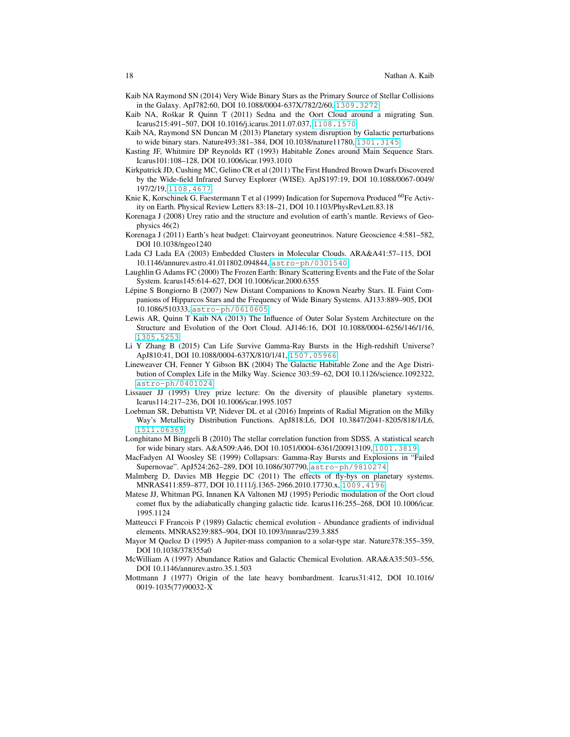Kaib NA Raymond SN (2014) Very Wide Binary Stars as the Primary Source of Stellar Collisions in the Galaxy. ApJ782:60, DOI 10.1088/0004-637X/782/2/60, 1309.3272

Kaib NA, Roškar R Quinn T (2011) Sedna and the Oort Cloud around a migrating Sun. Icarus215:491–507, DOI 10.1016/j.icarus.2011.07.037, 1108.1570

Kaib NA, Raymond SN Duncan M (2013) Planetary system disruption by Galactic perturbations to wide binary stars. Nature493:381–384, DOI 10.1038/nature11780, 1301.3145

Kasting JF, Whitmire DP Reynolds RT (1993) Habitable Zones around Main Sequence Stars. Icarus101:108–128, DOI 10.1006/icar.1993.1010

Kirkpatrick JD, Cushing MC, Gelino CR et al (2011) The First Hundred Brown Dwarfs Discovered by the Wide-field Infrared Survey Explorer (WISE). ApJS197:19, DOI 10.1088/0067-0049/197/2/19, 1108.4677

Knie K, Korschinek G, Faestermann T et al (1999) Indication for Supernova Produced $^{60}$Fe Activity on Earth. Physical Review Letters 83:18–21, DOI 10.1103/PhysRevLett.83.18

Korenaga J (2008) Urey ratio and the structure and evolution of earth's mantle. Reviews of Geophysics 46(2)

Korenaga J (2011) Earth's heat budget: Clairvoyant geoneutrinos. Nature Geoscience 4:581–582, DOI 10.1038/ngeo1240

Lada CJ Lada EA (2003) Embedded Clusters in Molecular Clouds. ARA&A41:57–115, DOI 10.1146/annurev.astro.41.011802.094844, astro-ph/0301540

Laughlin G Adams FC (2000) The Frozen Earth: Binary Scattering Events and the Fate of the Solar System. Icarus145:614–627, DOI 10.1006/icar.2000.6355

Lépine S Bongiorno B (2007) New Distant Companions to Known Nearby Stars. II. Faint Companions of Hipparcos Stars and the Frequency of Wide Binary Systems. AJ133:889–905, DOI 10.1086/510333, astro-ph/0610605

Lewis AR, Quinn T Kaib NA (2013) The Influence of Outer Solar System Architecture on the Structure and Evolution of the Oort Cloud. AJ146:16, DOI 10.1088/0004-6256/146/1/16, 1305.5253

Li Y Zhang B (2015) Can Life Survive Gamma-Ray Bursts in the High-redshift Universe? ApJ810:41, DOI 10.1088/0004-637X/810/1/41, 1507.05966

Lineweaver CH, Fenner Y Gibson BK (2004) The Galactic Habitable Zone and the Age Distribution of Complex Life in the Milky Way. Science 303:59–62, DOI 10.1126/science.1092322, astro-ph/0401024

Lissauer JJ (1995) Urey prize lecture: On the diversity of plausible planetary systems. Icarus114:217–236, DOI 10.1006/icar.1995.1057

Loebman SR, Debattista VP, Nidever DL et al (2016) Imprints of Radial Migration on the Milky Way's Metallicity Distribution Functions. ApJ818:L6, DOI 10.3847/2041-8205/818/1/L6, 1511.06369

Longhitano M Binggeli B (2010) The stellar correlation function from SDSS. A statistical search for wide binary stars. A&A509:A46, DOI 10.1051/0004-6361/200913109, 1001.3819

MacFadyen AI Woosley SE (1999) Collapsars: Gamma-Ray Bursts and Explosions in "Failed Supernovae". ApJ524:262–289, DOI 10.1086/307790, astro-ph/9810274

Malmberg D, Davies MB Heggie DC (2011) The effects of fly-bys on planetary systems. MNRAS411:859–877, DOI 10.1111/j.1365-2966.2010.17730.x, 1009.4196

Matese JJ, Whitman PG, Innanen KA Valtonen MJ (1995) Periodic modulation of the Oort cloud comet flux by the adiabatically changing galactic tide. Icarus116:255–268, DOI 10.1006/icar.1995.1124

Matteucci F Francois P (1989) Galactic chemical evolution - Abundance gradients of individual elements. MNRAS239:885–904, DOI 10.1093/mnras/239.3.885

Mayor M Queloz D (1995) A Jupiter-mass companion to a solar-type star. Nature378:355–359, DOI 10.1038/378355a0

McWilliam A (1997) Abundance Ratios and Galactic Chemical Evolution. ARA&A35:503–556, DOI 10.1146/annurev.astro.35.1.503

Mottmann J (1977) Origin of the late heavy bombardment. Icarus31:412, DOI 10.1016/0019-1035(77)90032-X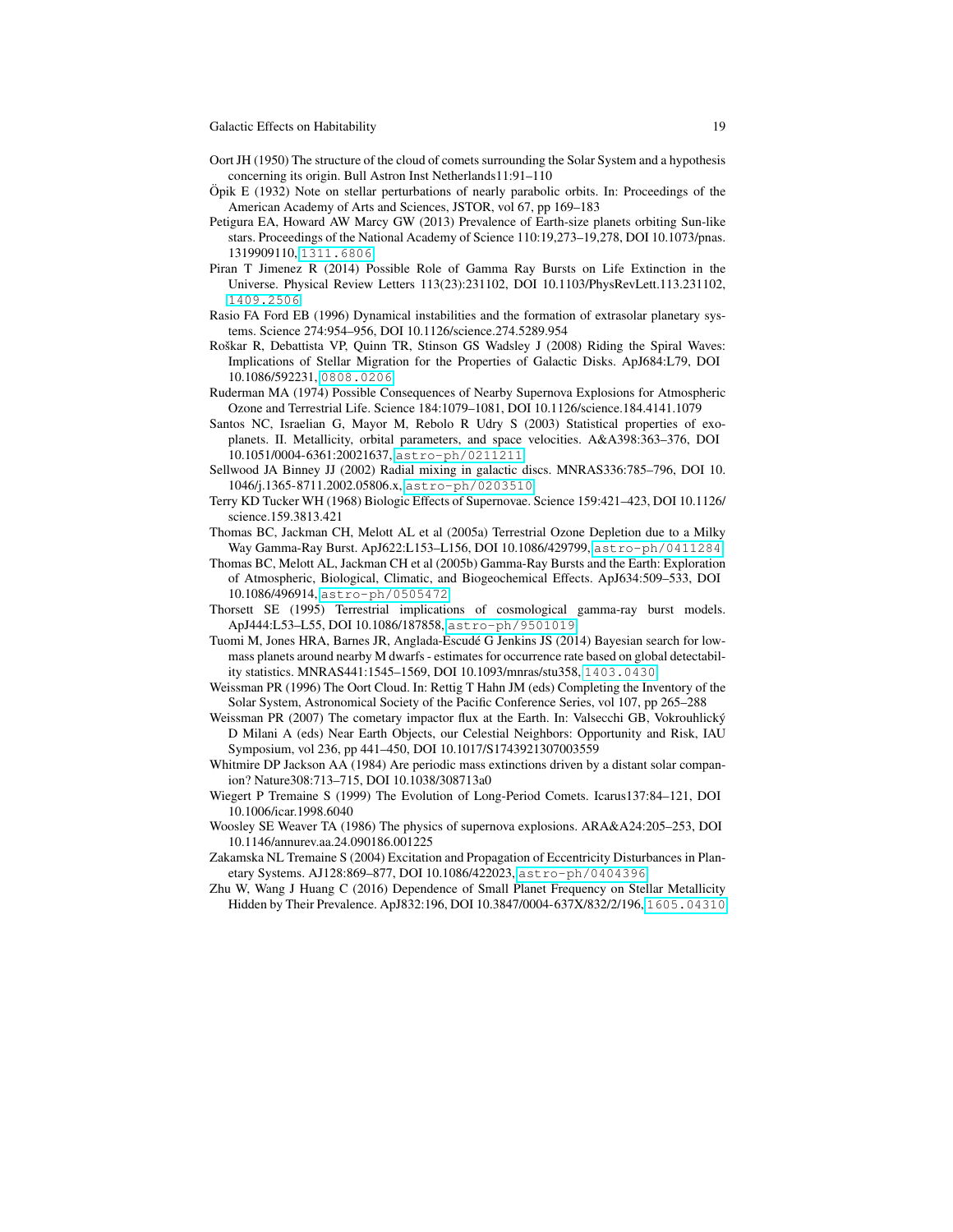Oort JH (1950) The structure of the cloud of comets surrounding the Solar System and a hypothesis concerning its origin. Bull Astron Inst Netherlands11:91–110

Öpik E (1932) Note on stellar perturbations of nearly parabolic orbits. In: Proceedings of the American Academy of Arts and Sciences, JSTOR, vol 67, pp 169–183

Petigura EA, Howard AW Marcy GW (2013) Prevalence of Earth-size planets orbiting Sun-like stars. Proceedings of the National Academy of Science 110:19,273–19,278, DOI 10.1073/pnas.1319909110, 1311.6806

Piran T Jimenez R (2014) Possible Role of Gamma Ray Bursts on Life Extinction in the Universe. Physical Review Letters 113(23):231102, DOI 10.1103/PhysRevLett.113.231102, 1409.2506

Rasio FA Ford EB (1996) Dynamical instabilities and the formation of extrasolar planetary systems. Science 274:954–956, DOI 10.1126/science.274.5289.954

Roškar R, Debattista VP, Quinn TR, Stinson GS Wadsley J (2008) Riding the Spiral Waves: Implications of Stellar Migration for the Properties of Galactic Disks. ApJ684:L79, DOI 10.1086/592231, 0808.0206

Ruderman MA (1974) Possible Consequences of Nearby Supernova Explosions for Atmospheric Ozone and Terrestrial Life. Science 184:1079–1081, DOI 10.1126/science.184.4141.1079

Santos NC, Israelian G, Mayor M, Rebolo R Udry S (2003) Statistical properties of exoplanets. II. Metallicity, orbital parameters, and space velocities. A&A398:363–376, DOI 10.1051/0004-6361:20021637, astro-ph/0211211

Sellwood JA Binney JJ (2002) Radial mixing in galactic discs. MNRAS336:785–796, DOI 10.1046/j.1365-8711.2002.05806.x, astro-ph/0203510

Terry KD Tucker WH (1968) Biologic Effects of Supernovae. Science 159:421–423, DOI 10.1126/science.159.3813.421

Thomas BC, Jackman CH, Melott AL et al (2005a) Terrestrial Ozone Depletion due to a Milky Way Gamma-Ray Burst. ApJ622:L153–L156, DOI 10.1086/429799, astro-ph/0411284

Thomas BC, Melott AL, Jackman CH et al (2005b) Gamma-Ray Bursts and the Earth: Exploration of Atmospheric, Biological, Climatic, and Biogeochemical Effects. ApJ634:509–533, DOI 10.1086/496914, astro-ph/0505472

Thorsett SE (1995) Terrestrial implications of cosmological gamma-ray burst models. ApJ444:L53–L55, DOI 10.1086/187858, astro-ph/9501019

Tuomi M, Jones HRA, Barnes JR, Anglada-Escudé G Jenkins JS (2014) Bayesian search for low-mass planets around nearby M dwarfs - estimates for occurrence rate based on global detectability statistics. MNRAS441:1545–1569, DOI 10.1093/mnras/stu358, 1403.0430

Weissman PR (1996) The Oort Cloud. In: Rettig T Hahn JM (eds) Completing the Inventory of the Solar System, Astronomical Society of the Pacific Conference Series, vol 107, pp 265–288

Weissman PR (2007) The cometary impactor flux at the Earth. In: Valsecchi GB, Vokrouhlický D Milani A (eds) Near Earth Objects, our Celestial Neighbors: Opportunity and Risk, IAU Symposium, vol 236, pp 441–450, DOI 10.1017/S1743921307003559

Whitmire DP Jackson AA (1984) Are periodic mass extinctions driven by a distant solar companion? Nature308:713–715, DOI 10.1038/308713a0

Wiegert P Tremaine S (1999) The Evolution of Long-Period Comets. Icarus137:84–121, DOI 10.1006/icar.1998.6040

Woosley SE Weaver TA (1986) The physics of supernova explosions. ARA&A24:205–253, DOI 10.1146/annurev.aa.24.090186.001225

Zakamska NL Tremaine S (2004) Excitation and Propagation of Eccentricity Disturbances in Planetary Systems. AJ128:869–877, DOI 10.1086/422023, astro-ph/0404396

Zhu W, Wang J Huang C (2016) Dependence of Small Planet Frequency on Stellar Metallicity Hidden by Their Prevalence. ApJ832:196, DOI 10.3847/0004-637X/832/2/196, 1605.04310